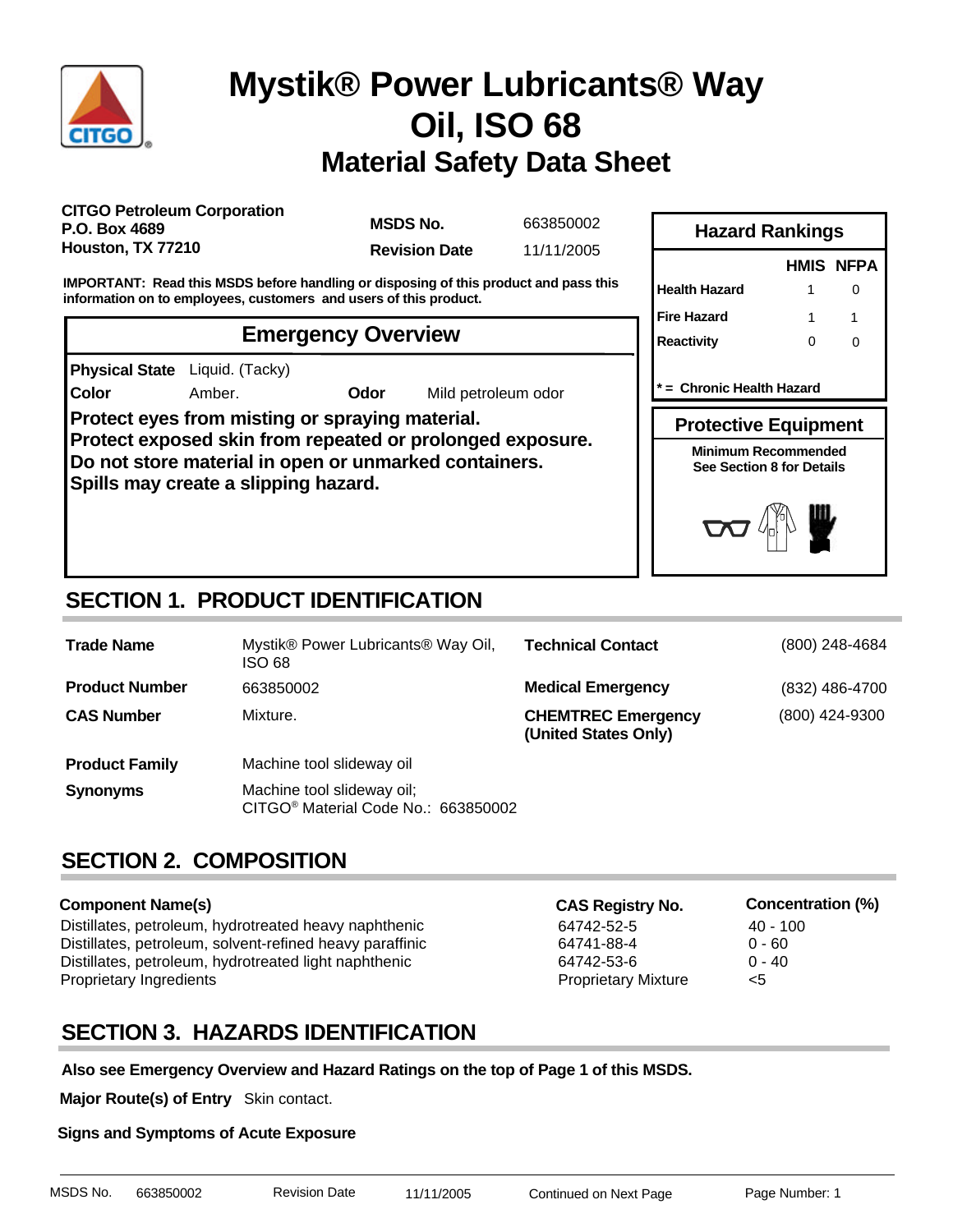# Mystik® Power Lubricants® Way Oil, ISO 68

## Material Safety Data Sheet

**CITGO Petroleum Corporation**
**P.O. Box 4689**
**Houston, TX 77210**

**MSDS No.** 663850002
**Revision Date** 11/11/2005

**IMPORTANT: Read this MSDS before handling or disposing of this product and pass this information on to employees, customers and users of this product.**

### Hazard Rankings

| | HMIS | NFPA |
|---|---|---|
| Health Hazard | 1 | 0 |
| Fire Hazard | 1 | 1 |
| Reactivity | 0 | 0 |

**\* = Chronic Health Hazard**

### Protective Equipment

**Minimum Recommended**
**See Section 8 for Details**

### Emergency Overview

**Physical State** Liquid. (Tacky)
**Color** Amber. **Odor** Mild petroleum odor

**Protect eyes from misting or spraying material.**
**Protect exposed skin from repeated or prolonged exposure.**
**Do not store material in open or unmarked containers.**
**Spills may create a slipping hazard.**

## SECTION 1. PRODUCT IDENTIFICATION

| | | | |
|---|---|---|---|
| **Trade Name** | Mystik® Power Lubricants® Way Oil, ISO 68 | **Technical Contact** | (800) 248-4684 |
| **Product Number** | 663850002 | **Medical Emergency** | (832) 486-4700 |
| **CAS Number** | Mixture. | **CHEMTREC Emergency (United States Only)** | (800) 424-9300 |
| **Product Family** | Machine tool slideway oil | | |
| **Synonyms** | Machine tool slideway oil; CITGO® Material Code No.: 663850002 | | |

## SECTION 2. COMPOSITION

| Component Name(s) | CAS Registry No. | Concentration (%) |
|---|---|---|
| Distillates, petroleum, hydrotreated heavy naphthenic | 64742-52-5 | 40 - 100 |
| Distillates, petroleum, solvent-refined heavy paraffinic | 64741-88-4 | 0 - 60 |
| Distillates, petroleum, hydrotreated light naphthenic | 64742-53-6 | 0 - 40 |
| Proprietary Ingredients | Proprietary Mixture | <5 |

## SECTION 3. HAZARDS IDENTIFICATION

**Also see Emergency Overview and Hazard Ratings on the top of Page 1 of this MSDS.**

**Major Route(s) of Entry** Skin contact.

**Signs and Symptoms of Acute Exposure**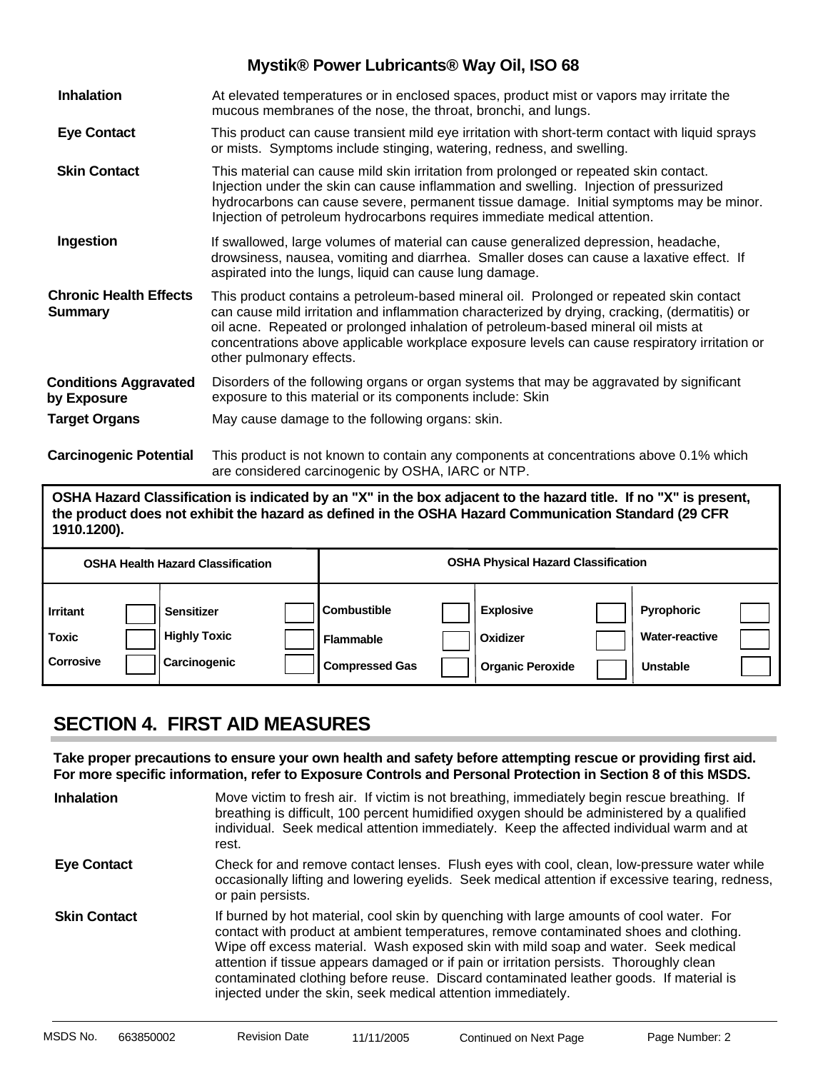**Inhalation** — At elevated temperatures or in enclosed spaces, product mist or vapors may irritate the mucous membranes of the nose, the throat, bronchi, and lungs.

**Eye Contact** — This product can cause transient mild eye irritation with short-term contact with liquid sprays or mists. Symptoms include stinging, watering, redness, and swelling.

**Skin Contact** — This material can cause mild skin irritation from prolonged or repeated skin contact. Injection under the skin can cause inflammation and swelling. Injection of pressurized hydrocarbons can cause severe, permanent tissue damage. Initial symptoms may be minor. Injection of petroleum hydrocarbons requires immediate medical attention.

**Ingestion** — If swallowed, large volumes of material can cause generalized depression, headache, drowsiness, nausea, vomiting and diarrhea. Smaller doses can cause a laxative effect. If aspirated into the lungs, liquid can cause lung damage.

**Chronic Health Effects Summary** — This product contains a petroleum-based mineral oil. Prolonged or repeated skin contact can cause mild irritation and inflammation characterized by drying, cracking, (dermatitis) or oil acne. Repeated or prolonged inhalation of petroleum-based mineral oil mists at concentrations above applicable workplace exposure levels can cause respiratory irritation or other pulmonary effects.

**Conditions Aggravated by Exposure** — Disorders of the following organs or organ systems that may be aggravated by significant exposure to this material or its components include: Skin

**Target Organs** — May cause damage to the following organs: skin.

**Carcinogenic Potential** — This product is not known to contain any components at concentrations above 0.1% which are considered carcinogenic by OSHA, IARC or NTP.

**OSHA Hazard Classification is indicated by an "X" in the box adjacent to the hazard title. If no "X" is present, the product does not exhibit the hazard as defined in the OSHA Hazard Communication Standard (29 CFR 1910.1200).**

| OSHA Health Hazard Classification | | | | OSHA Physical Hazard Classification | | | | | |
|---|---|---|---|---|---|---|---|---|---|
| Irritant | | Sensitizer | | Combustible | | Explosive | | Pyrophoric | |
| Toxic | | Highly Toxic | | Flammable | | Oxidizer | | Water-reactive | |
| Corrosive | | Carcinogenic | | Compressed Gas | | Organic Peroxide | | Unstable | |

## SECTION 4. FIRST AID MEASURES

**Take proper precautions to ensure your own health and safety before attempting rescue or providing first aid. For more specific information, refer to Exposure Controls and Personal Protection in Section 8 of this MSDS.**

**Inhalation** — Move victim to fresh air. If victim is not breathing, immediately begin rescue breathing. If breathing is difficult, 100 percent humidified oxygen should be administered by a qualified individual. Seek medical attention immediately. Keep the affected individual warm and at rest.

**Eye Contact** — Check for and remove contact lenses. Flush eyes with cool, clean, low-pressure water while occasionally lifting and lowering eyelids. Seek medical attention if excessive tearing, redness, or pain persists.

**Skin Contact** — If burned by hot material, cool skin by quenching with large amounts of cool water. For contact with product at ambient temperatures, remove contaminated shoes and clothing. Wipe off excess material. Wash exposed skin with mild soap and water. Seek medical attention if tissue appears damaged or if pain or irritation persists. Thoroughly clean contaminated clothing before reuse. Discard contaminated leather goods. If material is injected under the skin, seek medical attention immediately.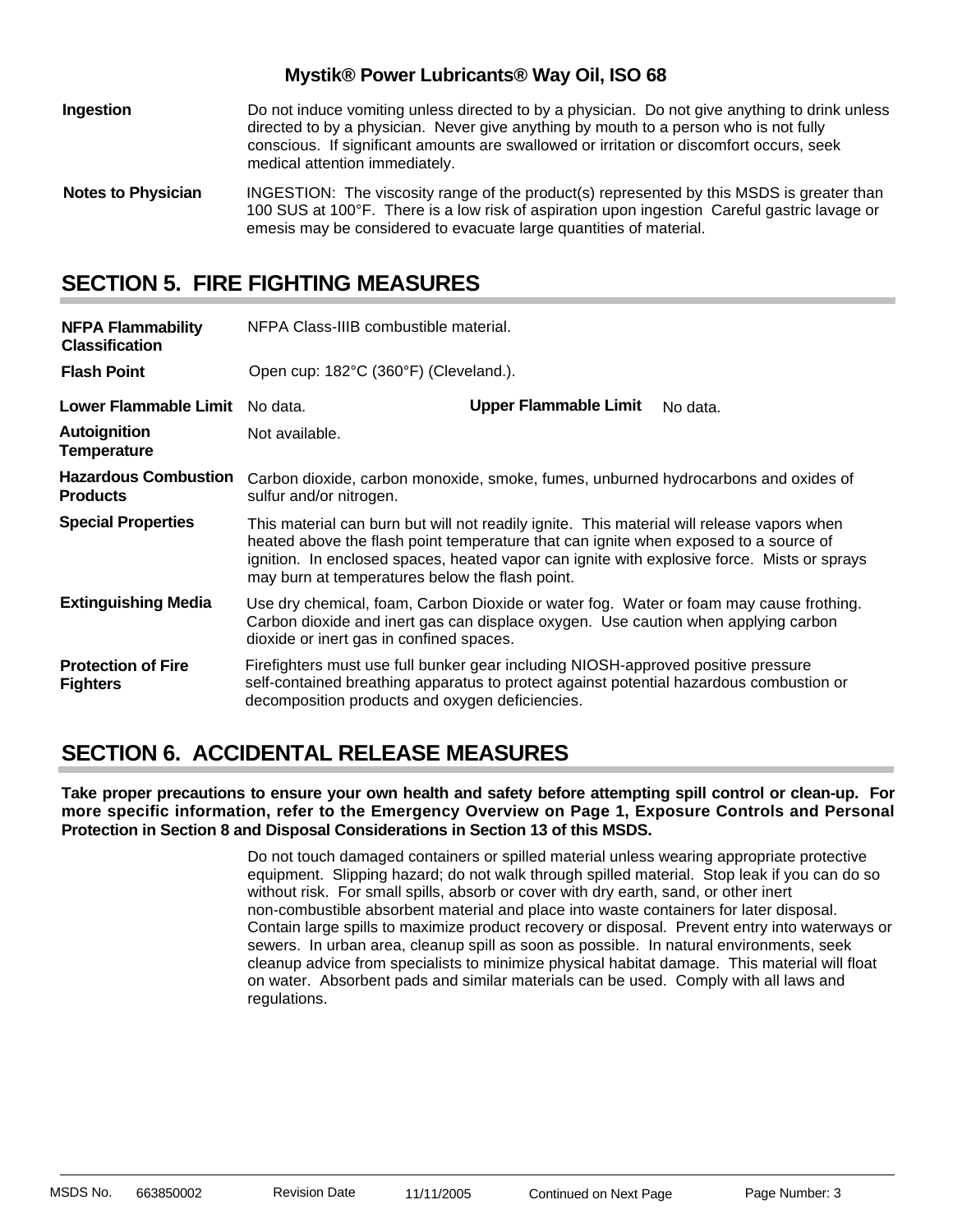**Ingestion** Do not induce vomiting unless directed to by a physician. Do not give anything to drink unless directed to by a physician. Never give anything by mouth to a person who is not fully conscious. If significant amounts are swallowed or irritation or discomfort occurs, seek medical attention immediately.

**Notes to Physician** INGESTION: The viscosity range of the product(s) represented by this MSDS is greater than 100 SUS at 100°F. There is a low risk of aspiration upon ingestion Careful gastric lavage or emesis may be considered to evacuate large quantities of material.

## SECTION 5. FIRE FIGHTING MEASURES

**NFPA Flammability Classification** NFPA Class-IIIB combustible material.

**Flash Point** Open cup: 182°C (360°F) (Cleveland.).

**Lower Flammable Limit** No data. **Upper Flammable Limit** No data.

**Autoignition Temperature** Not available.

**Hazardous Combustion Products** Carbon dioxide, carbon monoxide, smoke, fumes, unburned hydrocarbons and oxides of sulfur and/or nitrogen.

**Special Properties** This material can burn but will not readily ignite. This material will release vapors when heated above the flash point temperature that can ignite when exposed to a source of ignition. In enclosed spaces, heated vapor can ignite with explosive force. Mists or sprays may burn at temperatures below the flash point.

**Extinguishing Media** Use dry chemical, foam, Carbon Dioxide or water fog. Water or foam may cause frothing. Carbon dioxide and inert gas can displace oxygen. Use caution when applying carbon dioxide or inert gas in confined spaces.

**Protection of Fire Fighters** Firefighters must use full bunker gear including NIOSH-approved positive pressure self-contained breathing apparatus to protect against potential hazardous combustion or decomposition products and oxygen deficiencies.

## SECTION 6. ACCIDENTAL RELEASE MEASURES

**Take proper precautions to ensure your own health and safety before attempting spill control or clean-up. For more specific information, refer to the Emergency Overview on Page 1, Exposure Controls and Personal Protection in Section 8 and Disposal Considerations in Section 13 of this MSDS.**

Do not touch damaged containers or spilled material unless wearing appropriate protective equipment. Slipping hazard; do not walk through spilled material. Stop leak if you can do so without risk. For small spills, absorb or cover with dry earth, sand, or other inert non-combustible absorbent material and place into waste containers for later disposal. Contain large spills to maximize product recovery or disposal. Prevent entry into waterways or sewers. In urban area, cleanup spill as soon as possible. In natural environments, seek cleanup advice from specialists to minimize physical habitat damage. This material will float on water. Absorbent pads and similar materials can be used. Comply with all laws and regulations.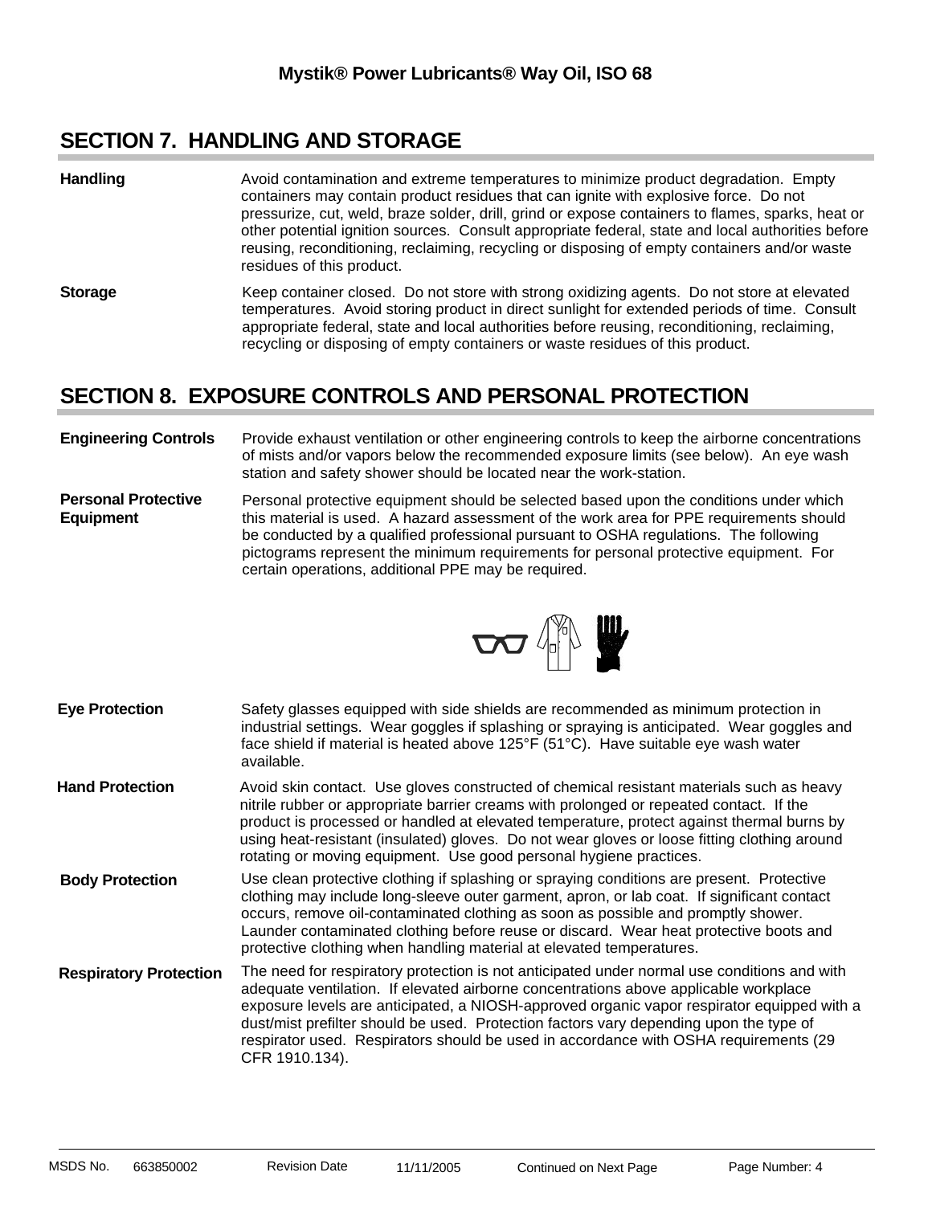## SECTION 7. HANDLING AND STORAGE

**Handling**

Avoid contamination and extreme temperatures to minimize product degradation. Empty containers may contain product residues that can ignite with explosive force. Do not pressurize, cut, weld, braze solder, drill, grind or expose containers to flames, sparks, heat or other potential ignition sources. Consult appropriate federal, state and local authorities before reusing, reconditioning, reclaiming, recycling or disposing of empty containers and/or waste residues of this product.

**Storage**

Keep container closed. Do not store with strong oxidizing agents. Do not store at elevated temperatures. Avoid storing product in direct sunlight for extended periods of time. Consult appropriate federal, state and local authorities before reusing, reconditioning, reclaiming, recycling or disposing of empty containers or waste residues of this product.

## SECTION 8. EXPOSURE CONTROLS AND PERSONAL PROTECTION

**Engineering Controls**

Provide exhaust ventilation or other engineering controls to keep the airborne concentrations of mists and/or vapors below the recommended exposure limits (see below). An eye wash station and safety shower should be located near the work-station.

**Personal Protective Equipment**

Personal protective equipment should be selected based upon the conditions under which this material is used. A hazard assessment of the work area for PPE requirements should be conducted by a qualified professional pursuant to OSHA regulations. The following pictograms represent the minimum requirements for personal protective equipment. For certain operations, additional PPE may be required.

**Eye Protection**

Safety glasses equipped with side shields are recommended as minimum protection in industrial settings. Wear goggles if splashing or spraying is anticipated. Wear goggles and face shield if material is heated above 125°F (51°C). Have suitable eye wash water available.

**Hand Protection**

Avoid skin contact. Use gloves constructed of chemical resistant materials such as heavy nitrile rubber or appropriate barrier creams with prolonged or repeated contact. If the product is processed or handled at elevated temperature, protect against thermal burns by using heat-resistant (insulated) gloves. Do not wear gloves or loose fitting clothing around rotating or moving equipment. Use good personal hygiene practices.

**Body Protection**

Use clean protective clothing if splashing or spraying conditions are present. Protective clothing may include long-sleeve outer garment, apron, or lab coat. If significant contact occurs, remove oil-contaminated clothing as soon as possible and promptly shower. Launder contaminated clothing before reuse or discard. Wear heat protective boots and protective clothing when handling material at elevated temperatures.

**Respiratory Protection**

The need for respiratory protection is not anticipated under normal use conditions and with adequate ventilation. If elevated airborne concentrations above applicable workplace exposure levels are anticipated, a NIOSH-approved organic vapor respirator equipped with a dust/mist prefilter should be used. Protection factors vary depending upon the type of respirator used. Respirators should be used in accordance with OSHA requirements (29 CFR 1910.134).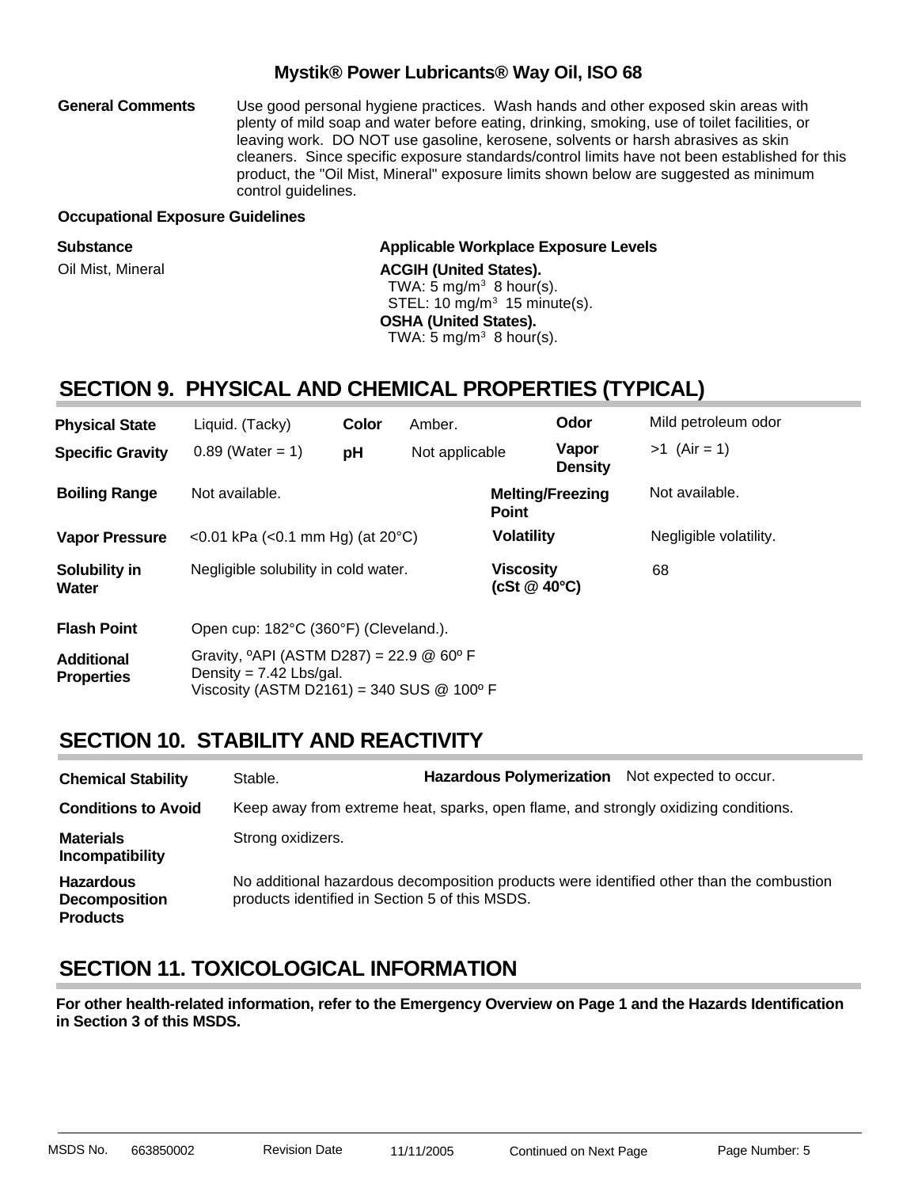**Mystik® Power Lubricants® Way Oil, ISO 68**

| | |
|---|---|
| **General Comments** | Use good personal hygiene practices. Wash hands and other exposed skin areas with plenty of mild soap and water before eating, drinking, smoking, use of toilet facilities, or leaving work. DO NOT use gasoline, kerosene, solvents or harsh abrasives as skin cleaners. Since specific exposure standards/control limits have not been established for this product, the "Oil Mist, Mineral" exposure limits shown below are suggested as minimum control guidelines. |

**Occupational Exposure Guidelines**

| Substance | Applicable Workplace Exposure Levels |
|---|---|
| Oil Mist, Mineral | **ACGIH (United States).**<br>TWA: 5 mg/m$^3$ 8 hour(s).<br>STEL: 10 mg/m$^3$ 15 minute(s).<br>**OSHA (United States).**<br>TWA: 5 mg/m$^3$ 8 hour(s). |

## SECTION 9. PHYSICAL AND CHEMICAL PROPERTIES (TYPICAL)

| | | | | | |
|---|---|---|---|---|---|
| **Physical State** | Liquid. (Tacky) | **Color** | Amber. | **Odor** | Mild petroleum odor |
| **Specific Gravity** | 0.89 (Water = 1) | **pH** | Not applicable | **Vapor Density** | >1 (Air = 1) |
| **Boiling Range** | Not available. | | | **Melting/Freezing Point** | Not available. |
| **Vapor Pressure** | <0.01 kPa (<0.1 mm Hg) (at 20°C) | | | **Volatility** | Negligible volatility. |
| **Solubility in Water** | Negligible solubility in cold water. | | | **Viscosity (cSt @ 40°C)** | 68 |
| **Flash Point** | Open cup: 182°C (360°F) (Cleveland.). | | | | |
| **Additional Properties** | Gravity, ºAPI (ASTM D287) = 22.9 @ 60º F<br>Density = 7.42 Lbs/gal.<br>Viscosity (ASTM D2161) = 340 SUS @ 100º F | | | | |

## SECTION 10. STABILITY AND REACTIVITY

| | | | |
|---|---|---|---|
| **Chemical Stability** | Stable. | **Hazardous Polymerization** | Not expected to occur. |
| **Conditions to Avoid** | Keep away from extreme heat, sparks, open flame, and strongly oxidizing conditions. | | |
| **Materials Incompatibility** | Strong oxidizers. | | |
| **Hazardous Decomposition Products** | No additional hazardous decomposition products were identified other than the combustion products identified in Section 5 of this MSDS. | | |

## SECTION 11. TOXICOLOGICAL INFORMATION

**For other health-related information, refer to the Emergency Overview on Page 1 and the Hazards Identification in Section 3 of this MSDS.**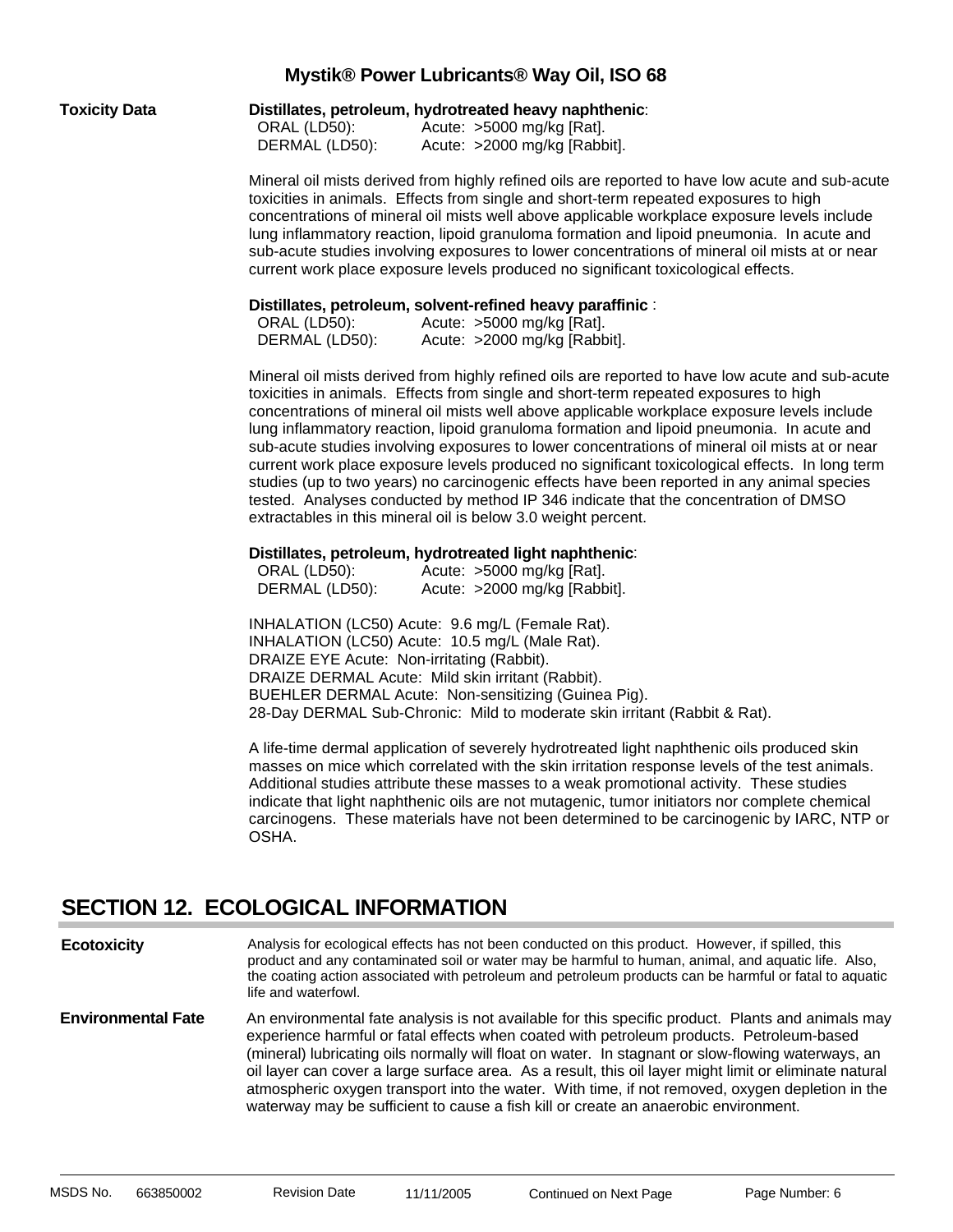**Toxicity Data**

**Distillates, petroleum, hydrotreated heavy naphthenic**:

| | |
|---|---|
| ORAL (LD50): | Acute: >5000 mg/kg [Rat]. |
| DERMAL (LD50): | Acute: >2000 mg/kg [Rabbit]. |

Mineral oil mists derived from highly refined oils are reported to have low acute and sub-acute toxicities in animals. Effects from single and short-term repeated exposures to high concentrations of mineral oil mists well above applicable workplace exposure levels include lung inflammatory reaction, lipoid granuloma formation and lipoid pneumonia. In acute and sub-acute studies involving exposures to lower concentrations of mineral oil mists at or near current work place exposure levels produced no significant toxicological effects.

**Distillates, petroleum, solvent-refined heavy paraffinic** :

| | |
|---|---|
| ORAL (LD50): | Acute: >5000 mg/kg [Rat]. |
| DERMAL (LD50): | Acute: >2000 mg/kg [Rabbit]. |

Mineral oil mists derived from highly refined oils are reported to have low acute and sub-acute toxicities in animals. Effects from single and short-term repeated exposures to high concentrations of mineral oil mists well above applicable workplace exposure levels include lung inflammatory reaction, lipoid granuloma formation and lipoid pneumonia. In acute and sub-acute studies involving exposures to lower concentrations of mineral oil mists at or near current work place exposure levels produced no significant toxicological effects. In long term studies (up to two years) no carcinogenic effects have been reported in any animal species tested. Analyses conducted by method IP 346 indicate that the concentration of DMSO extractables in this mineral oil is below 3.0 weight percent.

**Distillates, petroleum, hydrotreated light naphthenic**:

| | |
|---|---|
| ORAL (LD50): | Acute: >5000 mg/kg [Rat]. |
| DERMAL (LD50): | Acute: >2000 mg/kg [Rabbit]. |

INHALATION (LC50) Acute: 9.6 mg/L (Female Rat).
INHALATION (LC50) Acute: 10.5 mg/L (Male Rat).
DRAIZE EYE Acute: Non-irritating (Rabbit).
DRAIZE DERMAL Acute: Mild skin irritant (Rabbit).
BUEHLER DERMAL Acute: Non-sensitizing (Guinea Pig).
28-Day DERMAL Sub-Chronic: Mild to moderate skin irritant (Rabbit & Rat).

A life-time dermal application of severely hydrotreated light naphthenic oils produced skin masses on mice which correlated with the skin irritation response levels of the test animals. Additional studies attribute these masses to a weak promotional activity. These studies indicate that light naphthenic oils are not mutagenic, tumor initiators nor complete chemical carcinogens. These materials have not been determined to be carcinogenic by IARC, NTP or OSHA.

## SECTION 12. ECOLOGICAL INFORMATION

**Ecotoxicity**

Analysis for ecological effects has not been conducted on this product. However, if spilled, this product and any contaminated soil or water may be harmful to human, animal, and aquatic life. Also, the coating action associated with petroleum and petroleum products can be harmful or fatal to aquatic life and waterfowl.

**Environmental Fate**

An environmental fate analysis is not available for this specific product. Plants and animals may experience harmful or fatal effects when coated with petroleum products. Petroleum-based (mineral) lubricating oils normally will float on water. In stagnant or slow-flowing waterways, an oil layer can cover a large surface area. As a result, this oil layer might limit or eliminate natural atmospheric oxygen transport into the water. With time, if not removed, oxygen depletion in the waterway may be sufficient to cause a fish kill or create an anaerobic environment.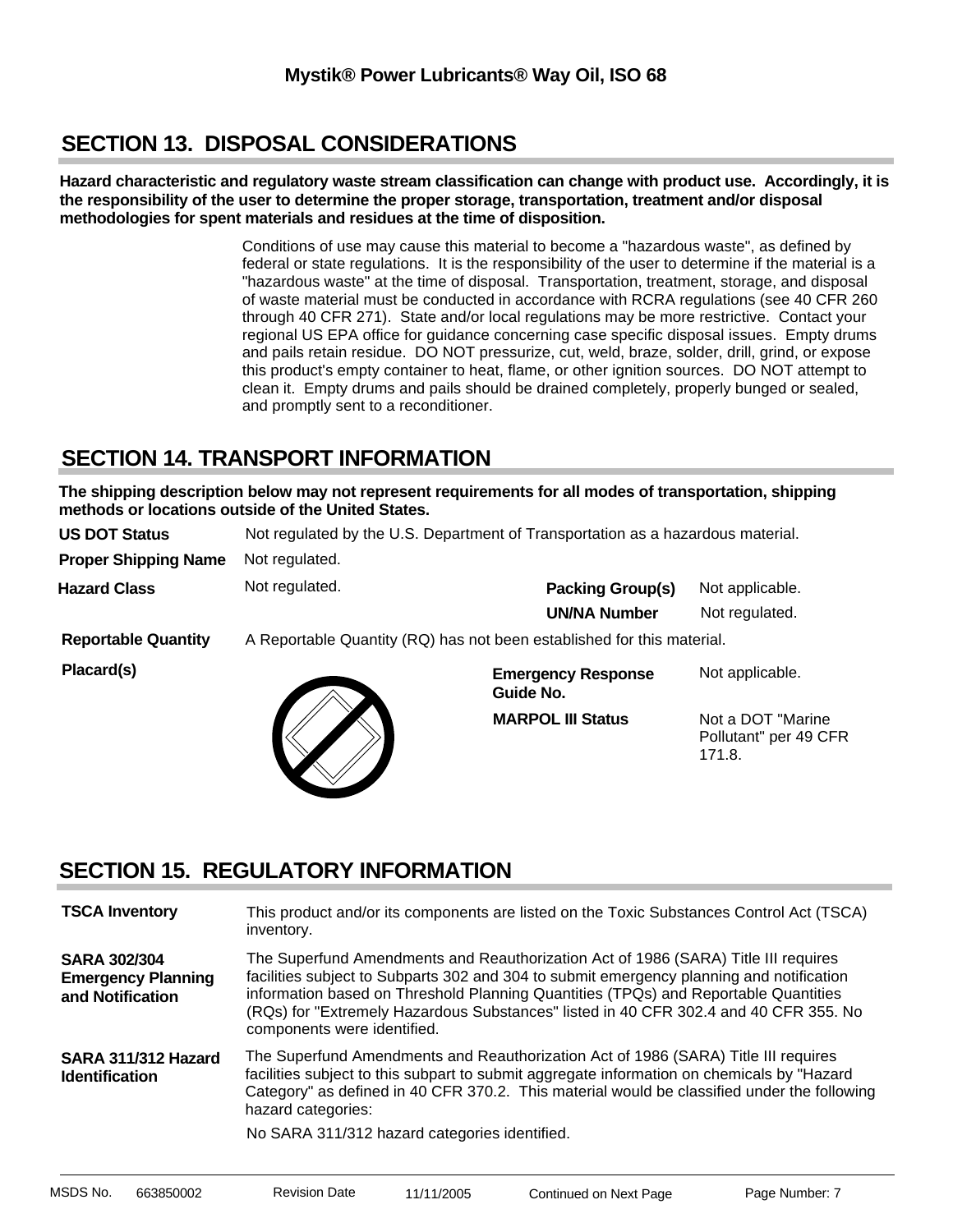## SECTION 13. DISPOSAL CONSIDERATIONS

**Hazard characteristic and regulatory waste stream classification can change with product use. Accordingly, it is the responsibility of the user to determine the proper storage, transportation, treatment and/or disposal methodologies for spent materials and residues at the time of disposition.**

Conditions of use may cause this material to become a "hazardous waste", as defined by federal or state regulations. It is the responsibility of the user to determine if the material is a "hazardous waste" at the time of disposal. Transportation, treatment, storage, and disposal of waste material must be conducted in accordance with RCRA regulations (see 40 CFR 260 through 40 CFR 271). State and/or local regulations may be more restrictive. Contact your regional US EPA office for guidance concerning case specific disposal issues. Empty drums and pails retain residue. DO NOT pressurize, cut, weld, braze, solder, drill, grind, or expose this product's empty container to heat, flame, or other ignition sources. DO NOT attempt to clean it. Empty drums and pails should be drained completely, properly bunged or sealed, and promptly sent to a reconditioner.

## SECTION 14. TRANSPORT INFORMATION

**The shipping description below may not represent requirements for all modes of transportation, shipping methods or locations outside of the United States.**

**US DOT Status** Not regulated by the U.S. Department of Transportation as a hazardous material.

**Proper Shipping Name** Not regulated.

**Hazard Class** Not regulated.

**Packing Group(s)** Not applicable.

**UN/NA Number** Not regulated.

**Reportable Quantity** A Reportable Quantity (RQ) has not been established for this material.

**Placard(s)**

**Emergency Response Guide No.** Not applicable.

**MARPOL III Status** Not a DOT "Marine Pollutant" per 49 CFR 171.8.

## SECTION 15. REGULATORY INFORMATION

**TSCA Inventory** This product and/or its components are listed on the Toxic Substances Control Act (TSCA) inventory.

**SARA 302/304 Emergency Planning and Notification** The Superfund Amendments and Reauthorization Act of 1986 (SARA) Title III requires facilities subject to Subparts 302 and 304 to submit emergency planning and notification information based on Threshold Planning Quantities (TPQs) and Reportable Quantities (RQs) for "Extremely Hazardous Substances" listed in 40 CFR 302.4 and 40 CFR 355. No components were identified.

**SARA 311/312 Hazard Identification** The Superfund Amendments and Reauthorization Act of 1986 (SARA) Title III requires facilities subject to this subpart to submit aggregate information on chemicals by "Hazard Category" as defined in 40 CFR 370.2. This material would be classified under the following hazard categories:

No SARA 311/312 hazard categories identified.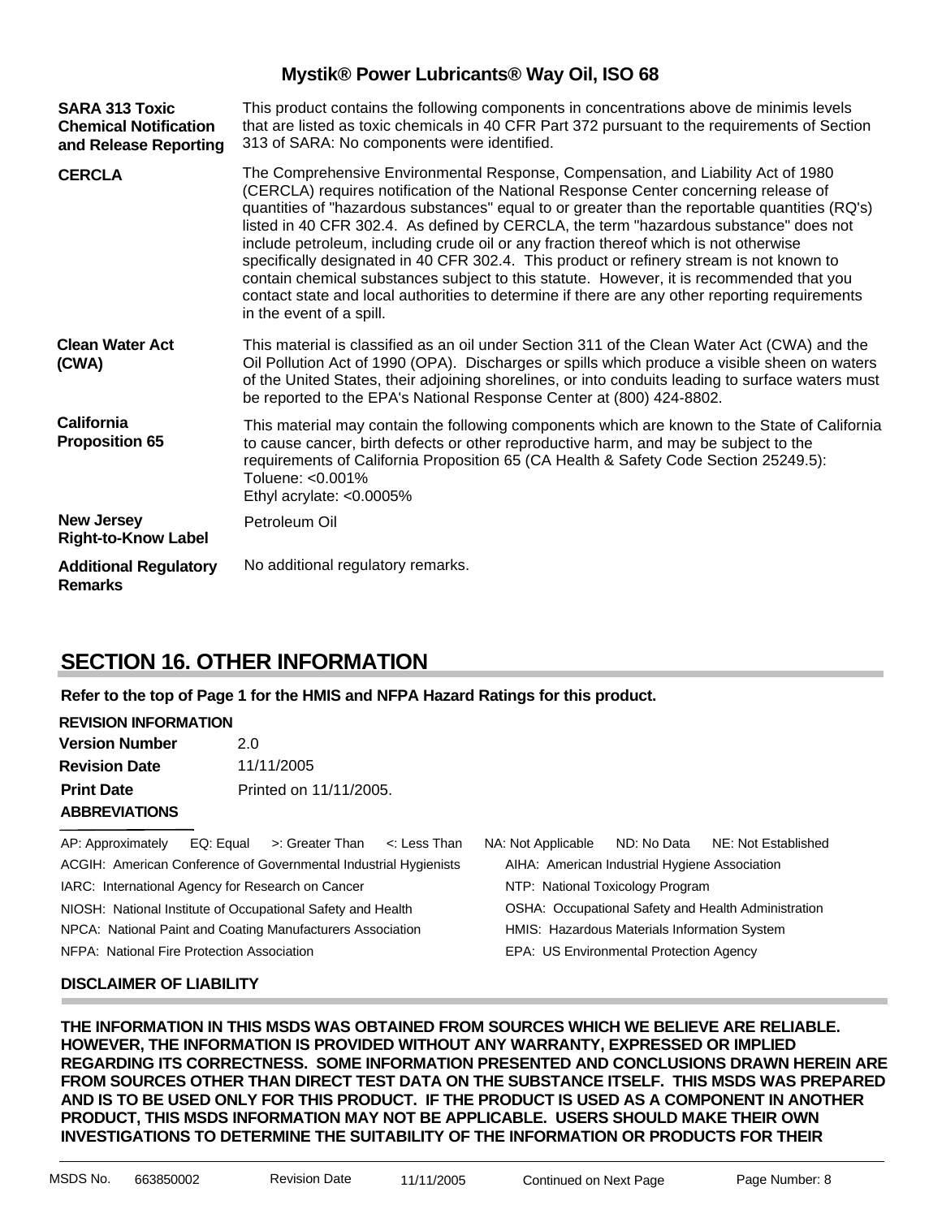| | |
|---|---|
| **SARA 313 Toxic Chemical Notification and Release Reporting** | This product contains the following components in concentrations above de minimis levels that are listed as toxic chemicals in 40 CFR Part 372 pursuant to the requirements of Section 313 of SARA: No components were identified. |
| **CERCLA** | The Comprehensive Environmental Response, Compensation, and Liability Act of 1980 (CERCLA) requires notification of the National Response Center concerning release of quantities of "hazardous substances" equal to or greater than the reportable quantities (RQ's) listed in 40 CFR 302.4. As defined by CERCLA, the term "hazardous substance" does not include petroleum, including crude oil or any fraction thereof which is not otherwise specifically designated in 40 CFR 302.4. This product or refinery stream is not known to contain chemical substances subject to this statute. However, it is recommended that you contact state and local authorities to determine if there are any other reporting requirements in the event of a spill. |
| **Clean Water Act (CWA)** | This material is classified as an oil under Section 311 of the Clean Water Act (CWA) and the Oil Pollution Act of 1990 (OPA). Discharges or spills which produce a visible sheen on waters of the United States, their adjoining shorelines, or into conduits leading to surface waters must be reported to the EPA's National Response Center at (800) 424-8802. |
| **California Proposition 65** | This material may contain the following components which are known to the State of California to cause cancer, birth defects or other reproductive harm, and may be subject to the requirements of California Proposition 65 (CA Health & Safety Code Section 25249.5):<br>Toluene: <0.001%<br>Ethyl acrylate: <0.0005% |
| **New Jersey Right-to-Know Label** | Petroleum Oil |
| **Additional Regulatory Remarks** | No additional regulatory remarks. |

## SECTION 16. OTHER INFORMATION

**Refer to the top of Page 1 for the HMIS and NFPA Hazard Ratings for this product.**

**REVISION INFORMATION**

| | |
|---|---|
| **Version Number** | 2.0 |
| **Revision Date** | 11/11/2005 |
| **Print Date** | Printed on 11/11/2005. |

**ABBREVIATIONS**

AP: Approximately EQ: Equal >: Greater Than <: Less Than NA: Not Applicable ND: No Data NE: Not Established

ACGIH: American Conference of Governmental Industrial Hygienists
AIHA: American Industrial Hygiene Association
IARC: International Agency for Research on Cancer
NTP: National Toxicology Program
NIOSH: National Institute of Occupational Safety and Health
OSHA: Occupational Safety and Health Administration
NPCA: National Paint and Coating Manufacturers Association
HMIS: Hazardous Materials Information System
NFPA: National Fire Protection Association
EPA: US Environmental Protection Agency

**DISCLAIMER OF LIABILITY**

**THE INFORMATION IN THIS MSDS WAS OBTAINED FROM SOURCES WHICH WE BELIEVE ARE RELIABLE. HOWEVER, THE INFORMATION IS PROVIDED WITHOUT ANY WARRANTY, EXPRESSED OR IMPLIED REGARDING ITS CORRECTNESS. SOME INFORMATION PRESENTED AND CONCLUSIONS DRAWN HEREIN ARE FROM SOURCES OTHER THAN DIRECT TEST DATA ON THE SUBSTANCE ITSELF. THIS MSDS WAS PREPARED AND IS TO BE USED ONLY FOR THIS PRODUCT. IF THE PRODUCT IS USED AS A COMPONENT IN ANOTHER PRODUCT, THIS MSDS INFORMATION MAY NOT BE APPLICABLE. USERS SHOULD MAKE THEIR OWN INVESTIGATIONS TO DETERMINE THE SUITABILITY OF THE INFORMATION OR PRODUCTS FOR THEIR**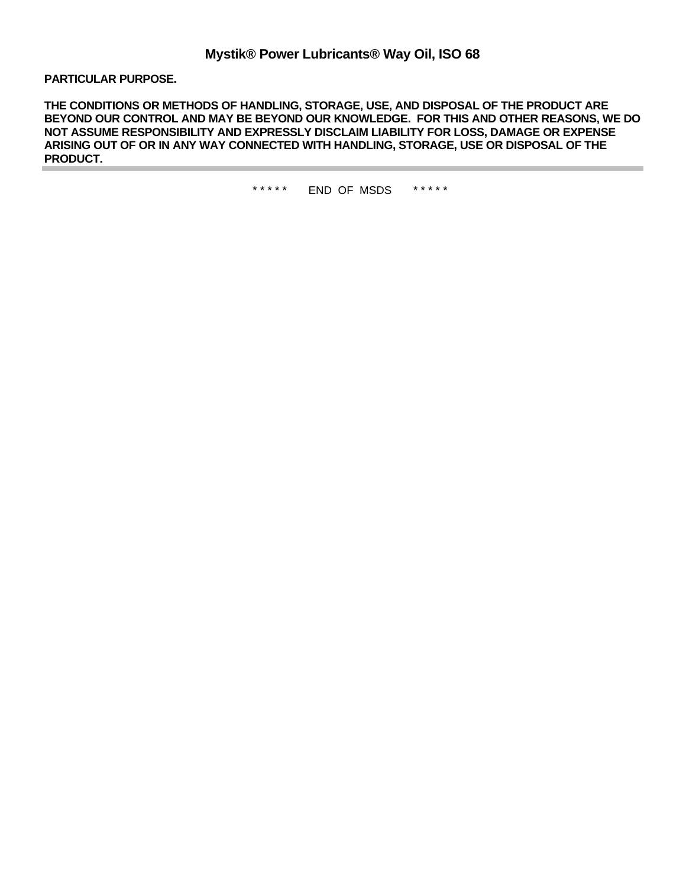PARTICULAR PURPOSE.

THE CONDITIONS OR METHODS OF HANDLING, STORAGE, USE, AND DISPOSAL OF THE PRODUCT ARE BEYOND OUR CONTROL AND MAY BE BEYOND OUR KNOWLEDGE. FOR THIS AND OTHER REASONS, WE DO NOT ASSUME RESPONSIBILITY AND EXPRESSLY DISCLAIM LIABILITY FOR LOSS, DAMAGE OR EXPENSE ARISING OUT OF OR IN ANY WAY CONNECTED WITH HANDLING, STORAGE, USE OR DISPOSAL OF THE PRODUCT.

---

***** END OF MSDS *****